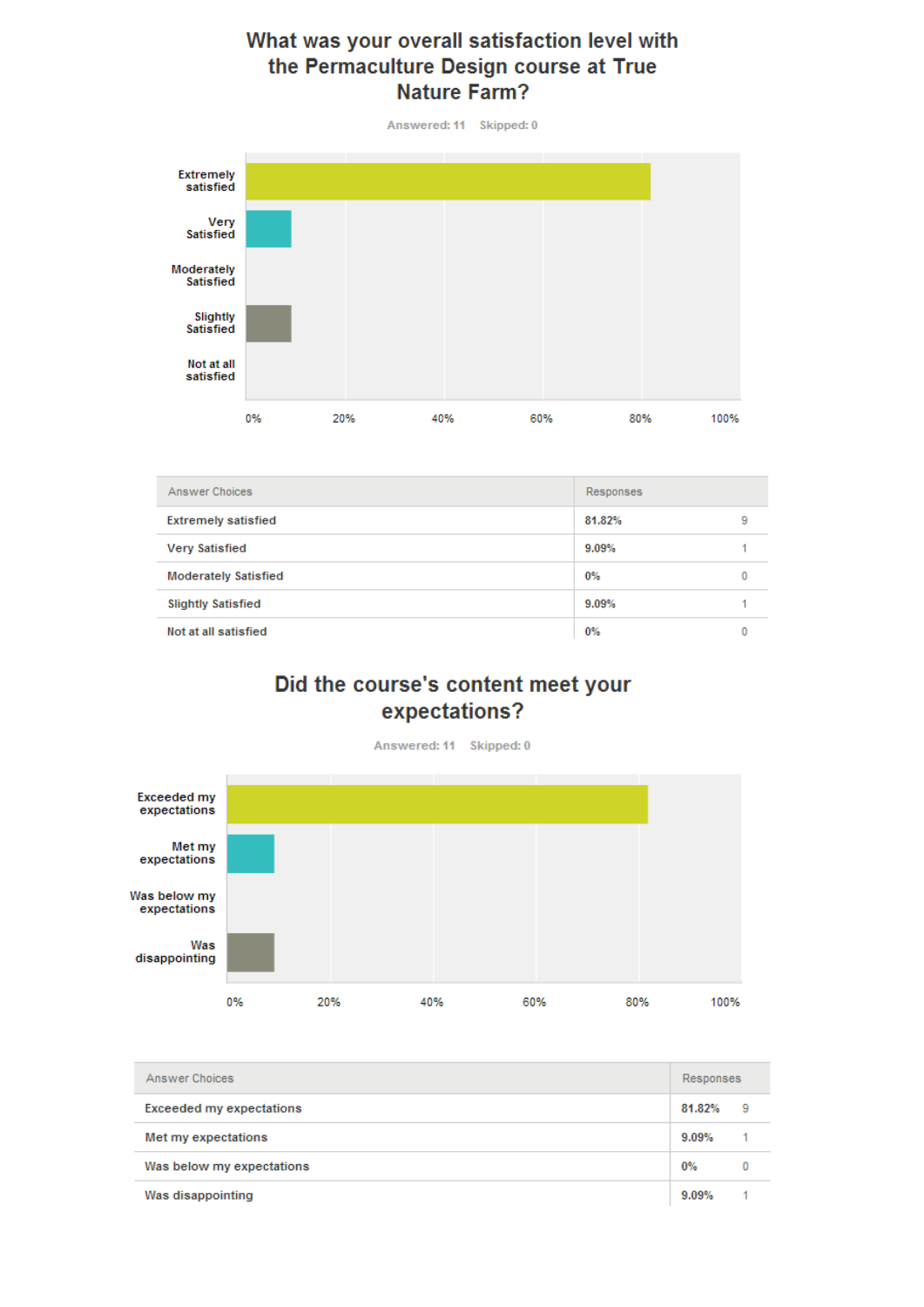## What was your overall satisfaction level with the Permaculture Design course at True Nature Farm?

Answered: 11 Skipped: 0

Extremely satisfied
Very Satisfied
Moderately Satisfied
Slightly Satisfied
Not at all satisfied

0% 20% 40% 60% 80% 100%

| Answer Choices | Responses | |
|---|---|---|
| Extremely satisfied | 81.82% | 9 |
| Very Satisfied | 9.09% | 1 |
| Moderately Satisfied | 0% | 0 |
| Slightly Satisfied | 9.09% | 1 |
| Not at all satisfied | 0% | 0 |

## Did the course's content meet your expectations?

Answered: 11 Skipped: 0

Exceeded my expectations
Met my expectations
Was below my expectations
Was disappointing

0% 20% 40% 60% 80% 100%

| Answer Choices | Responses | |
|---|---|---|
| Exceeded my expectations | 81.82% | 9 |
| Met my expectations | 9.09% | 1 |
| Was below my expectations | 0% | 0 |
| Was disappointing | 9.09% | 1 |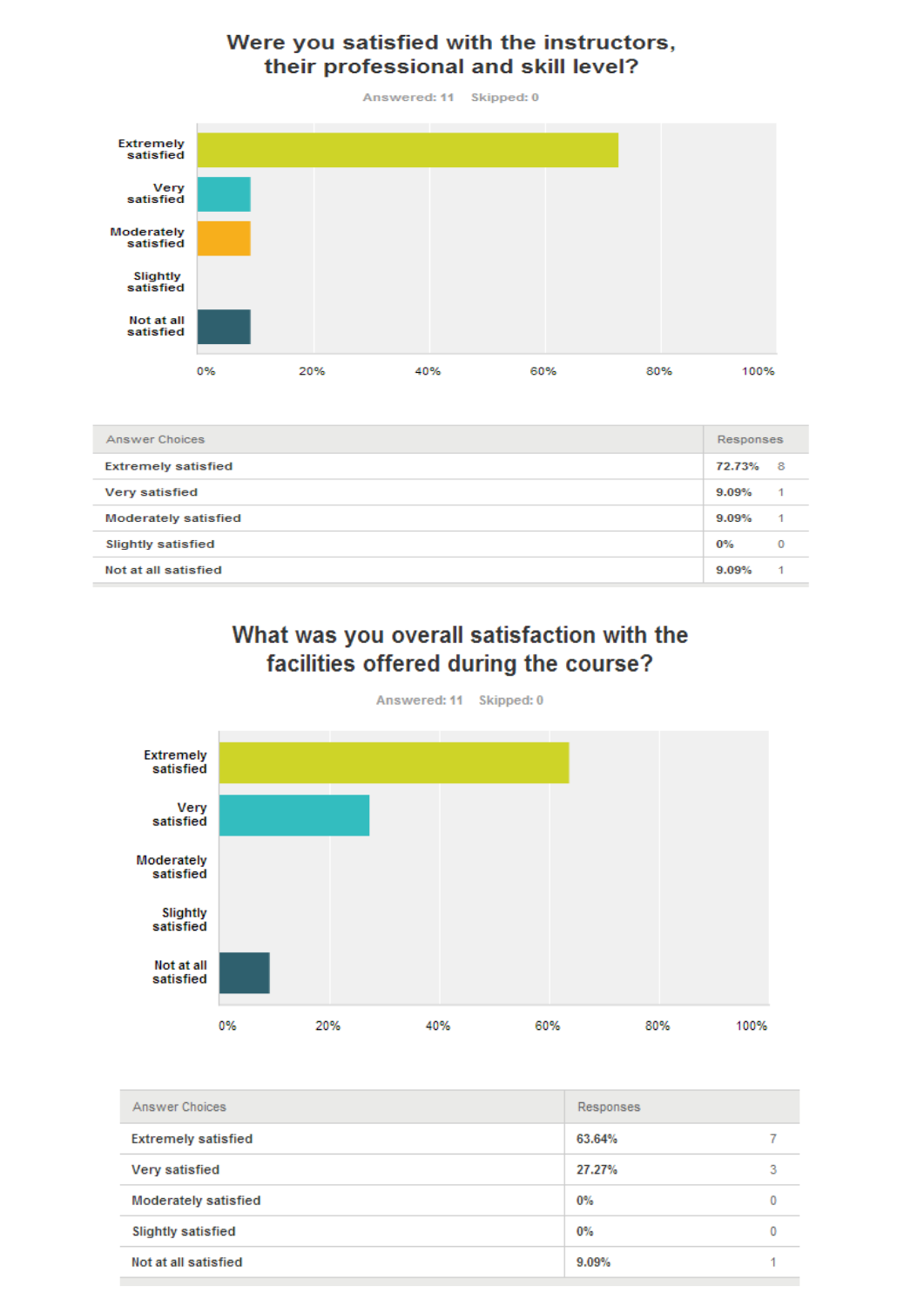## Were you satisfied with the instructors, their professional and skill level?

Answered: 11 Skipped: 0

Extremely satisfied
Very satisfied
Moderately satisfied
Slightly satisfied
Not at all satisfied

0% 20% 40% 60% 80% 100%

| Answer Choices | Responses | |
|---|---|---|
| Extremely satisfied | 72.73% | 8 |
| Very satisfied | 9.09% | 1 |
| Moderately satisfied | 9.09% | 1 |
| Slightly satisfied | 0% | 0 |
| Not at all satisfied | 9.09% | 1 |

## What was you overall satisfaction with the facilities offered during the course?

Answered: 11 Skipped: 0

Extremely satisfied
Very satisfied
Moderately satisfied
Slightly satisfied
Not at all satisfied

0% 20% 40% 60% 80% 100%

| Answer Choices | Responses | |
|---|---|---|
| Extremely satisfied | 63.64% | 7 |
| Very satisfied | 27.27% | 3 |
| Moderately satisfied | 0% | 0 |
| Slightly satisfied | 0% | 0 |
| Not at all satisfied | 9.09% | 1 |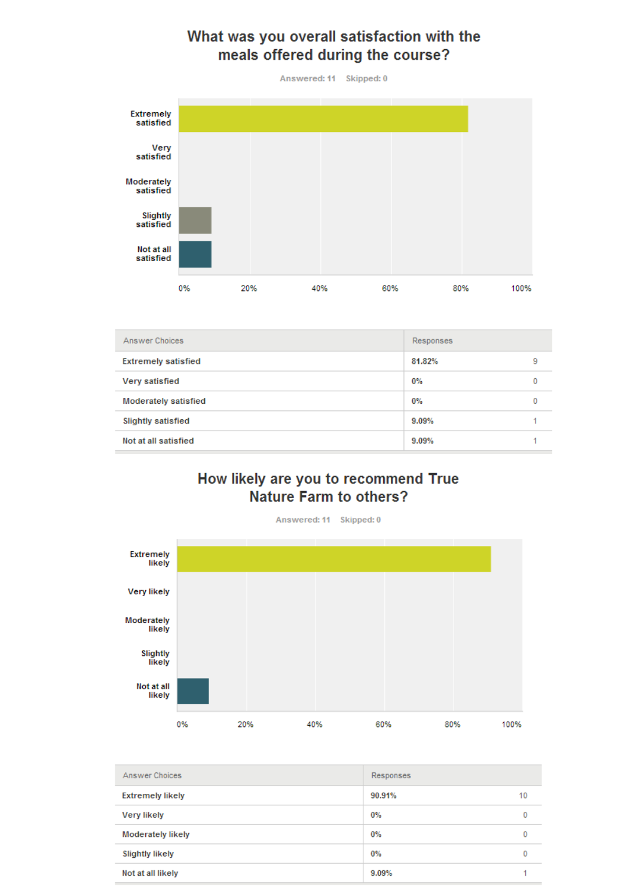## What was you overall satisfaction with the meals offered during the course?

Answered: 11 Skipped: 0

Extremely satisfied
Very satisfied
Moderately satisfied
Slightly satisfied
Not at all satisfied

0% 20% 40% 60% 80% 100%

| Answer Choices | Responses | |
|---|---|---|
| Extremely satisfied | 81.82% | 9 |
| Very satisfied | 0% | 0 |
| Moderately satisfied | 0% | 0 |
| Slightly satisfied | 9.09% | 1 |
| Not at all satisfied | 9.09% | 1 |

## How likely are you to recommend True Nature Farm to others?

Answered: 11 Skipped: 0

Extremely likely
Very likely
Moderately likely
Slightly likely
Not at all likely

0% 20% 40% 60% 80% 100%

| Answer Choices | Responses | |
|---|---|---|
| Extremely likely | 90.91% | 10 |
| Very likely | 0% | 0 |
| Moderately likely | 0% | 0 |
| Slightly likely | 0% | 0 |
| Not at all likely | 9.09% | 1 |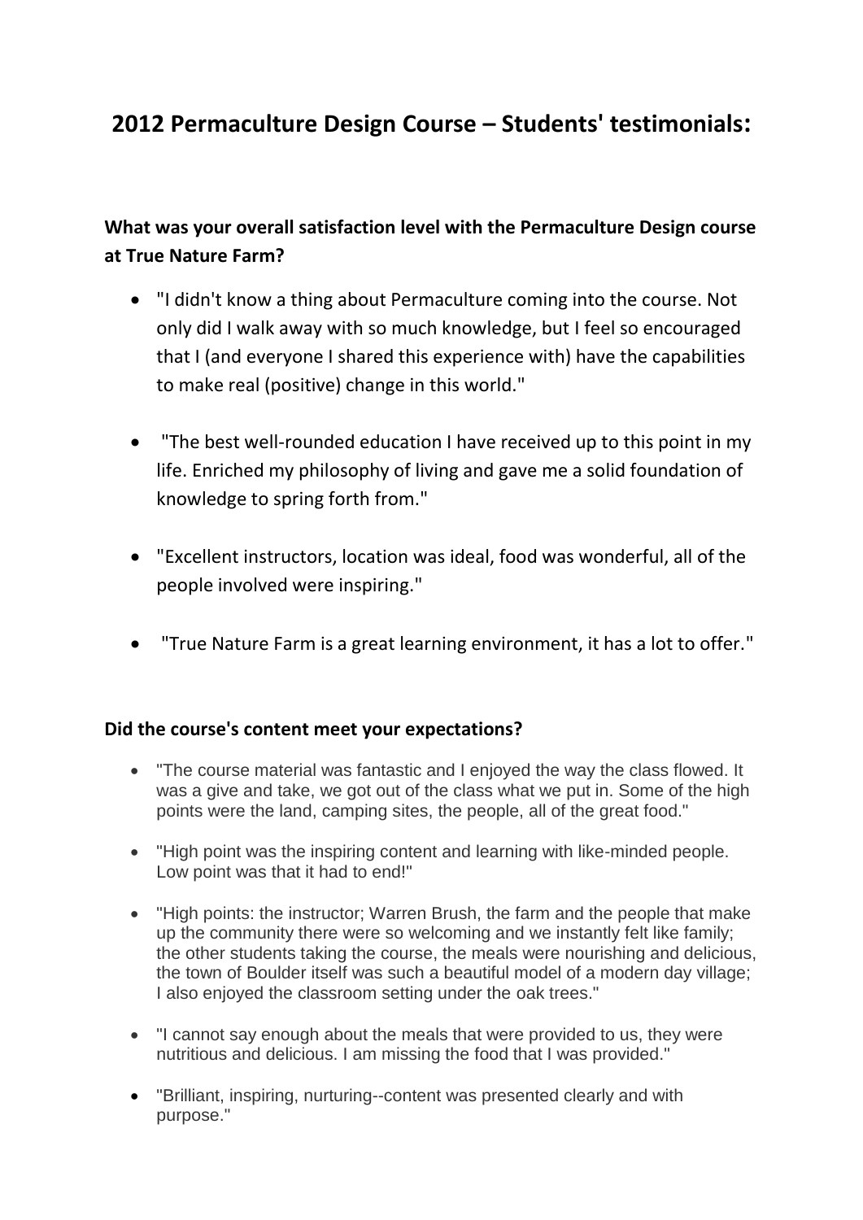# 2012 Permaculture Design Course – Students' testimonials:

### What was your overall satisfaction level with the Permaculture Design course at True Nature Farm?

- "I didn't know a thing about Permaculture coming into the course. Not only did I walk away with so much knowledge, but I feel so encouraged that I (and everyone I shared this experience with) have the capabilities to make real (positive) change in this world."
- "The best well-rounded education I have received up to this point in my life. Enriched my philosophy of living and gave me a solid foundation of knowledge to spring forth from."
- "Excellent instructors, location was ideal, food was wonderful, all of the people involved were inspiring."
- "True Nature Farm is a great learning environment, it has a lot to offer."

### Did the course's content meet your expectations?

- "The course material was fantastic and I enjoyed the way the class flowed. It was a give and take, we got out of the class what we put in. Some of the high points were the land, camping sites, the people, all of the great food."
- "High point was the inspiring content and learning with like-minded people. Low point was that it had to end!"
- "High points: the instructor; Warren Brush, the farm and the people that make up the community there were so welcoming and we instantly felt like family; the other students taking the course, the meals were nourishing and delicious, the town of Boulder itself was such a beautiful model of a modern day village; I also enjoyed the classroom setting under the oak trees."
- "I cannot say enough about the meals that were provided to us, they were nutritious and delicious. I am missing the food that I was provided."
- "Brilliant, inspiring, nurturing--content was presented clearly and with purpose."